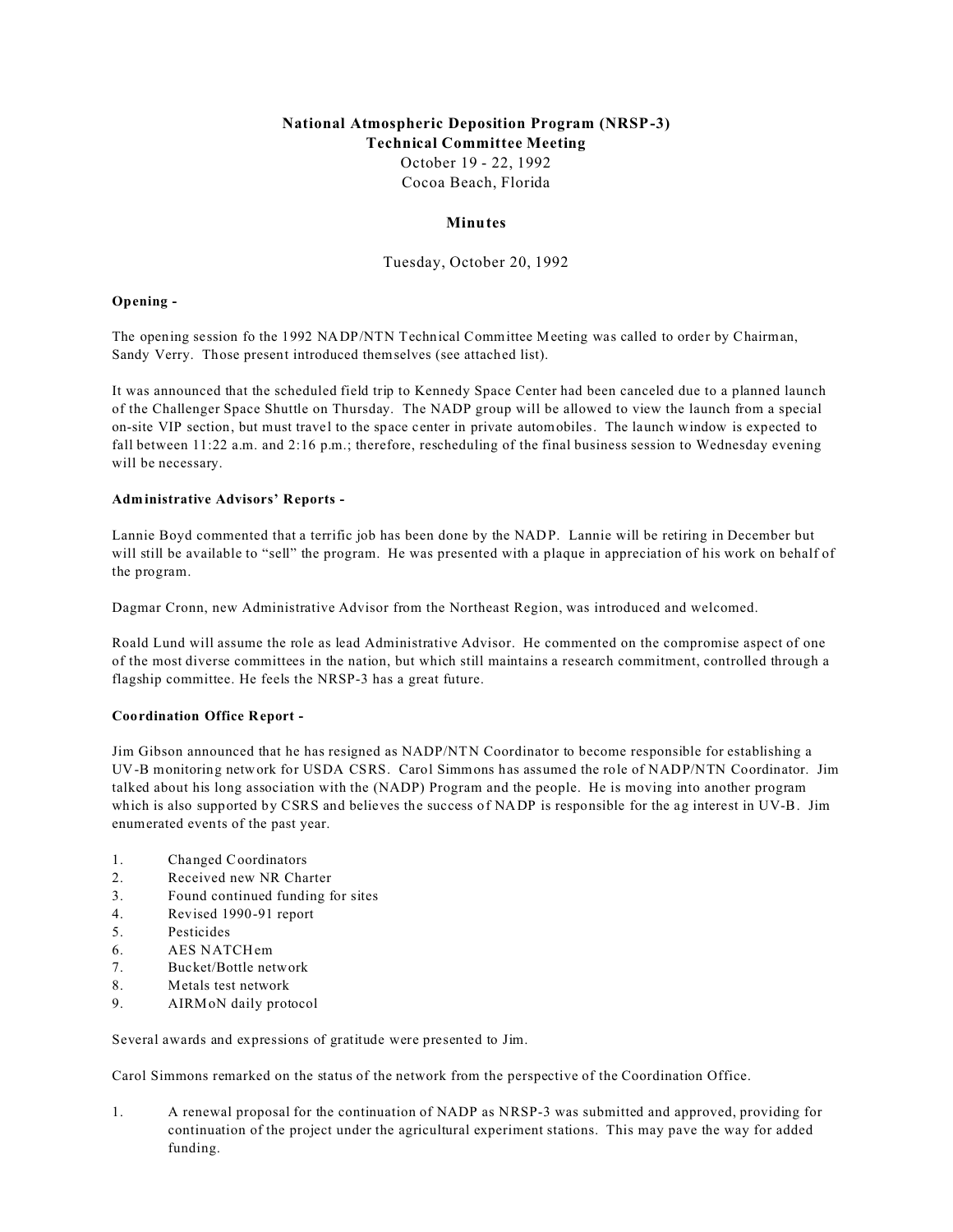**National Atmospheric Deposition Program (NRSP-3)**
**Technical Committee Meeting**
October 19 - 22, 1992
Cocoa Beach, Florida

**Minutes**

Tuesday, October 20, 1992

**Opening -**

The opening session fo the 1992 NADP/NTN Technical Committee Meeting was called to order by Chairman, Sandy Verry. Those present introduced themselves (see attached list).

It was announced that the scheduled field trip to Kennedy Space Center had been canceled due to a planned launch of the Challenger Space Shuttle on Thursday. The NADP group will be allowed to view the launch from a special on-site VIP section, but must travel to the space center in private automobiles. The launch window is expected to fall between 11:22 a.m. and 2:16 p.m.; therefore, rescheduling of the final business session to Wednesday evening will be necessary.

**Administrative Advisors' Reports -**

Lannie Boyd commented that a terrific job has been done by the NADP. Lannie will be retiring in December but will still be available to "sell" the program. He was presented with a plaque in appreciation of his work on behalf of the program.

Dagmar Cronn, new Administrative Advisor from the Northeast Region, was introduced and welcomed.

Roald Lund will assume the role as lead Administrative Advisor. He commented on the compromise aspect of one of the most diverse committees in the nation, but which still maintains a research commitment, controlled through a flagship committee. He feels the NRSP-3 has a great future.

**Coordination Office Report -**

Jim Gibson announced that he has resigned as NADP/NTN Coordinator to become responsible for establishing a UV-B monitoring network for USDA CSRS. Carol Simmons has assumed the role of NADP/NTN Coordinator. Jim talked about his long association with the (NADP) Program and the people. He is moving into another program which is also supported by CSRS and believes the success of NADP is responsible for the ag interest in UV-B. Jim enumerated events of the past year.

1. Changed Coordinators
2. Received new NR Charter
3. Found continued funding for sites
4. Revised 1990-91 report
5. Pesticides
6. AES NATCHem
7. Bucket/Bottle network
8. Metals test network
9. AIRMoN daily protocol

Several awards and expressions of gratitude were presented to Jim.

Carol Simmons remarked on the status of the network from the perspective of the Coordination Office.

1. A renewal proposal for the continuation of NADP as NRSP-3 was submitted and approved, providing for continuation of the project under the agricultural experiment stations. This may pave the way for added funding.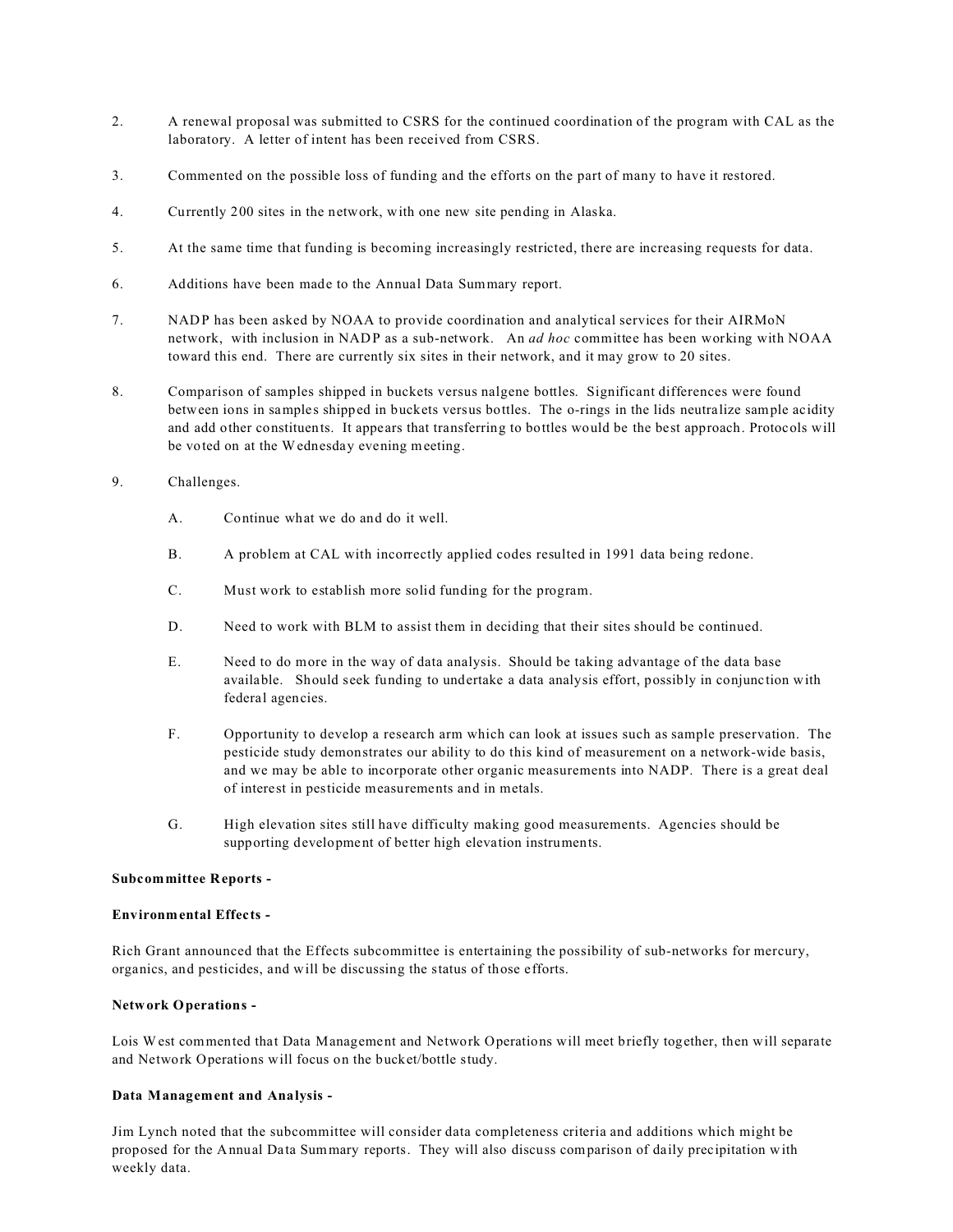2. A renewal proposal was submitted to CSRS for the continued coordination of the program with CAL as the laboratory. A letter of intent has been received from CSRS.

3. Commented on the possible loss of funding and the efforts on the part of many to have it restored.

4. Currently 200 sites in the network, with one new site pending in Alaska.

5. At the same time that funding is becoming increasingly restricted, there are increasing requests for data.

6. Additions have been made to the Annual Data Summary report.

7. NADP has been asked by NOAA to provide coordination and analytical services for their AIRMoN network, with inclusion in NADP as a sub-network. An *ad hoc* committee has been working with NOAA toward this end. There are currently six sites in their network, and it may grow to 20 sites.

8. Comparison of samples shipped in buckets versus nalgene bottles. Significant differences were found between ions in samples shipped in buckets versus bottles. The o-rings in the lids neutralize sample acidity and add other constituents. It appears that transferring to bottles would be the best approach. Protocols will be voted on at the Wednesday evening meeting.

9. Challenges.

   A. Continue what we do and do it well.

   B. A problem at CAL with incorrectly applied codes resulted in 1991 data being redone.

   C. Must work to establish more solid funding for the program.

   D. Need to work with BLM to assist them in deciding that their sites should be continued.

   E. Need to do more in the way of data analysis. Should be taking advantage of the data base available. Should seek funding to undertake a data analysis effort, possibly in conjunction with federal agencies.

   F. Opportunity to develop a research arm which can look at issues such as sample preservation. The pesticide study demonstrates our ability to do this kind of measurement on a network-wide basis, and we may be able to incorporate other organic measurements into NADP. There is a great deal of interest in pesticide measurements and in metals.

   G. High elevation sites still have difficulty making good measurements. Agencies should be supporting development of better high elevation instruments.

**Subcommittee Reports -**

**Environmental Effects -**

Rich Grant announced that the Effects subcommittee is entertaining the possibility of sub-networks for mercury, organics, and pesticides, and will be discussing the status of those efforts.

**Network Operations -**

Lois West commented that Data Management and Network Operations will meet briefly together, then will separate and Network Operations will focus on the bucket/bottle study.

**Data Management and Analysis -**

Jim Lynch noted that the subcommittee will consider data completeness criteria and additions which might be proposed for the Annual Data Summary reports. They will also discuss comparison of daily precipitation with weekly data.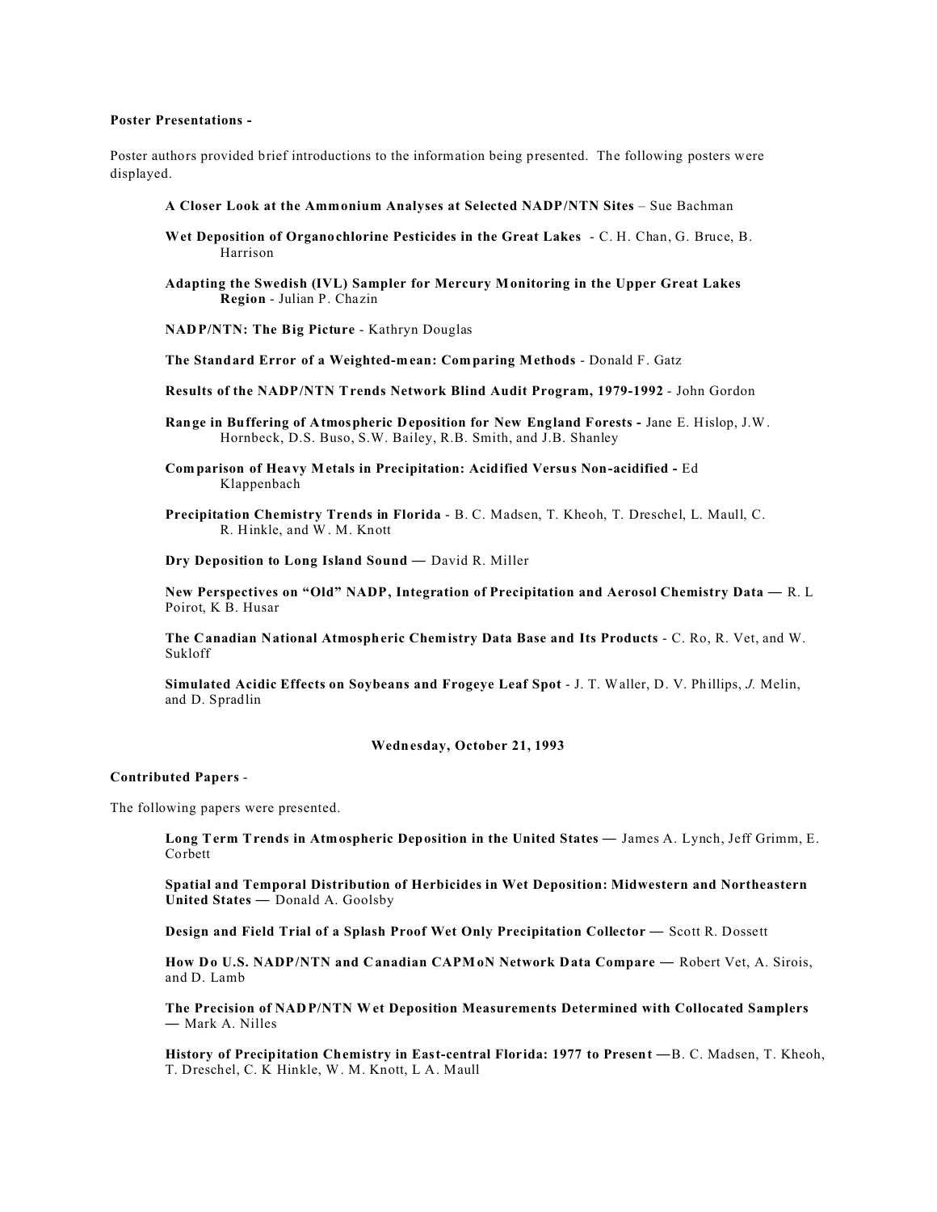**Poster Presentations -**

Poster authors provided brief introductions to the information being presented. The following posters were displayed.

**A Closer Look at the Ammonium Analyses at Selected NADP/NTN Sites** – Sue Bachman

**Wet Deposition of Organochlorine Pesticides in the Great Lakes** - C. H. Chan, G. Bruce, B. Harrison

**Adapting the Swedish (IVL) Sampler for Mercury Monitoring in the Upper Great Lakes Region** - Julian P. Chazin

**NADP/NTN: The Big Picture** - Kathryn Douglas

**The Standard Error of a Weighted-mean: Comparing Methods** - Donald F. Gatz

**Results of the NADP/NTN Trends Network Blind Audit Program, 1979-1992** - John Gordon

**Range in Buffering of Atmospheric Deposition for New England Forests -** Jane E. Hislop, J.W. Hornbeck, D.S. Buso, S.W. Bailey, R.B. Smith, and J.B. Shanley

**Comparison of Heavy Metals in Precipitation: Acidified Versus Non-acidified -** Ed Klappenbach

**Precipitation Chemistry Trends in Florida** - B. C. Madsen, T. Kheoh, T. Dreschel, L. Maull, C. R. Hinkle, and W. M. Knott

**Dry Deposition to Long Island Sound —** David R. Miller

**New Perspectives on "Old" NADP, Integration of Precipitation and Aerosol Chemistry Data —** R. L Poirot, K B. Husar

**The Canadian National Atmospheric Chemistry Data Base and Its Products** - C. Ro, R. Vet, and W. Sukloff

**Simulated Acidic Effects on Soybeans and Frogeye Leaf Spot** - J. T. Waller, D. V. Phillips, *J.* Melin, and D. Spradlin

**Wednesday, October 21, 1993**

**Contributed Papers** -

The following papers were presented.

**Long Term Trends in Atmospheric Deposition in the United States —** James A. Lynch, Jeff Grimm, E. Corbett

**Spatial and Temporal Distribution of Herbicides in Wet Deposition: Midwestern and Northeastern United States —** Donald A. Goolsby

**Design and Field Trial of a Splash Proof Wet Only Precipitation Collector —** Scott R. Dossett

**How Do U.S. NADP/NTN and Canadian CAPMoN Network Data Compare —** Robert Vet, A. Sirois, and D. Lamb

**The Precision of NADP/NTN Wet Deposition Measurements Determined with Collocated Samplers —** Mark A. Nilles

**History of Precipitation Chemistry in East-central Florida: 1977 to Present —**B. C. Madsen, T. Kheoh, T. Dreschel, C. K Hinkle, W. M. Knott, L A. Maull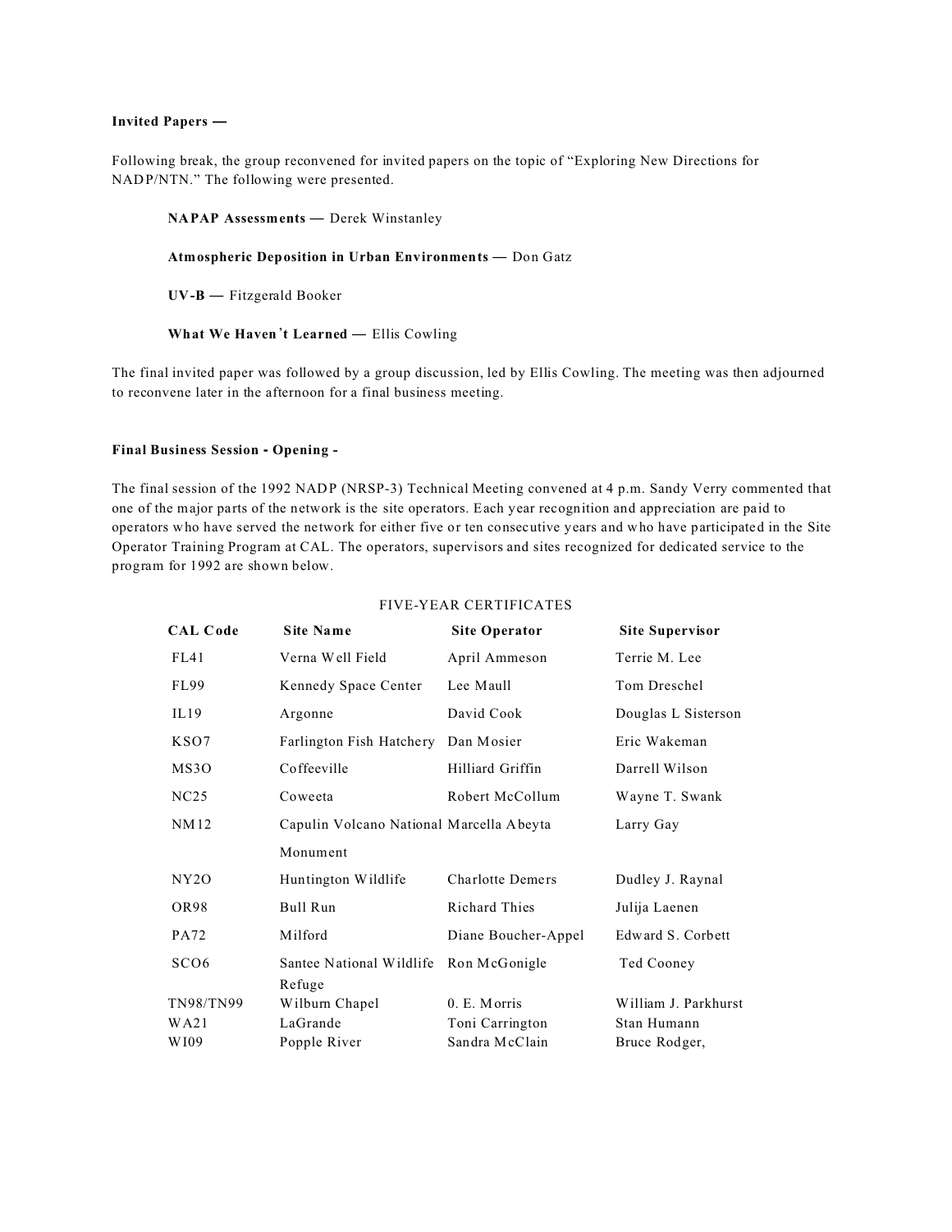**Invited Papers —**

Following break, the group reconvened for invited papers on the topic of "Exploring New Directions for NADP/NTN." The following were presented.

**NAPAP Assessments —** Derek Winstanley

**Atmospheric Deposition in Urban Environments —** Don Gatz

**UV-B —** Fitzgerald Booker

**What We Haven't Learned —** Ellis Cowling

The final invited paper was followed by a group discussion, led by Ellis Cowling. The meeting was then adjourned to reconvene later in the afternoon for a final business meeting.

**Final Business Session - Opening -**

The final session of the 1992 NADP (NRSP-3) Technical Meeting convened at 4 p.m. Sandy Verry commented that one of the major parts of the network is the site operators. Each year recognition and appreciation are paid to operators who have served the network for either five or ten consecutive years and who have participated in the Site Operator Training Program at CAL. The operators, supervisors and sites recognized for dedicated service to the program for 1992 are shown below.

FIVE-YEAR CERTIFICATES

| CAL Code | Site Name | Site Operator | Site Supervisor |
|---|---|---|---|
| FL41 | Verna Well Field | April Ammeson | Terrie M. Lee |
| FL99 | Kennedy Space Center | Lee Maull | Tom Dreschel |
| IL19 | Argonne | David Cook | Douglas L Sisterson |
| KSO7 | Farlington Fish Hatchery | Dan Mosier | Eric Wakeman |
| MS3O | Coffeeville | Hilliard Griffin | Darrell Wilson |
| NC25 | Coweeta | Robert McCollum | Wayne T. Swank |
| NM12 | Capulin Volcano National Monument | Marcella Abeyta | Larry Gay |
| NY2O | Huntington Wildlife | Charlotte Demers | Dudley J. Raynal |
| OR98 | Bull Run | Richard Thies | Julija Laenen |
| PA72 | Milford | Diane Boucher-Appel | Edward S. Corbett |
| SCO6 | Santee National Wildlife Refuge | Ron McGonigle | Ted Cooney |
| TN98/TN99 | Wilburn Chapel | 0. E. Morris | William J. Parkhurst |
| WA21 | LaGrande | Toni Carrington | Stan Humann |
| WI09 | Popple River | Sandra McClain | Bruce Rodger, |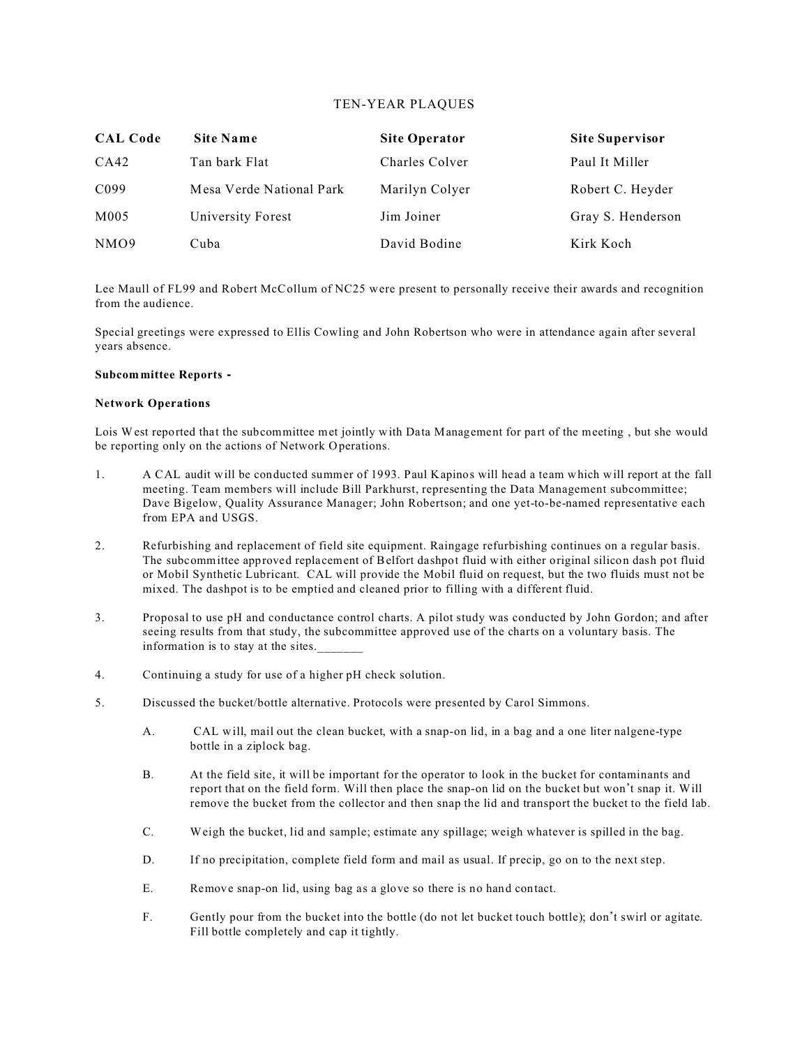TEN-YEAR PLAQUES

| CAL Code | Site Name | Site Operator | Site Supervisor |
|---|---|---|---|
| CA42 | Tan bark Flat | Charles Colver | Paul It Miller |
| C099 | Mesa Verde National Park | Marilyn Colyer | Robert C. Heyder |
| M005 | University Forest | Jim Joiner | Gray S. Henderson |
| NMO9 | Cuba | David Bodine | Kirk Koch |

Lee Maull of FL99 and Robert McCollum of NC25 were present to personally receive their awards and recognition from the audience.

Special greetings were expressed to Ellis Cowling and John Robertson who were in attendance again after several years absence.

**Subcommittee Reports -**

**Network Operations**

Lois West reported that the subcommittee met jointly with Data Management for part of the meeting , but she would be reporting only on the actions of Network Operations.

1. A CAL audit will be conducted summer of 1993. Paul Kapinos will head a team which will report at the fall meeting. Team members will include Bill Parkhurst, representing the Data Management subcommittee; Dave Bigelow, Quality Assurance Manager; John Robertson; and one yet-to-be-named representative each from EPA and USGS.

2. Refurbishing and replacement of field site equipment. Raingage refurbishing continues on a regular basis. The subcommittee approved replacement of Belfort dashpot fluid with either original silicon dash pot fluid or Mobil Synthetic Lubricant. CAL will provide the Mobil fluid on request, but the two fluids must not be mixed. The dashpot is to be emptied and cleaned prior to filling with a different fluid.

3. Proposal to use pH and conductance control charts. A pilot study was conducted by John Gordon; and after seeing results from that study, the subcommittee approved use of the charts on a voluntary basis. The information is to stay at the sites._______

4. Continuing a study for use of a higher pH check solution.

5. Discussed the bucket/bottle alternative. Protocols were presented by Carol Simmons.

   A. CAL will, mail out the clean bucket, with a snap-on lid, in a bag and a one liter nalgene-type bottle in a ziplock bag.

   B. At the field site, it will be important for the operator to look in the bucket for contaminants and report that on the field form. Will then place the snap-on lid on the bucket but won't snap it. Will remove the bucket from the collector and then snap the lid and transport the bucket to the field lab.

   C. Weigh the bucket, lid and sample; estimate any spillage; weigh whatever is spilled in the bag.

   D. If no precipitation, complete field form and mail as usual. If precip, go on to the next step.

   E. Remove snap-on lid, using bag as a glove so there is no hand contact.

   F. Gently pour from the bucket into the bottle (do not let bucket touch bottle); don't swirl or agitate. Fill bottle completely and cap it tightly.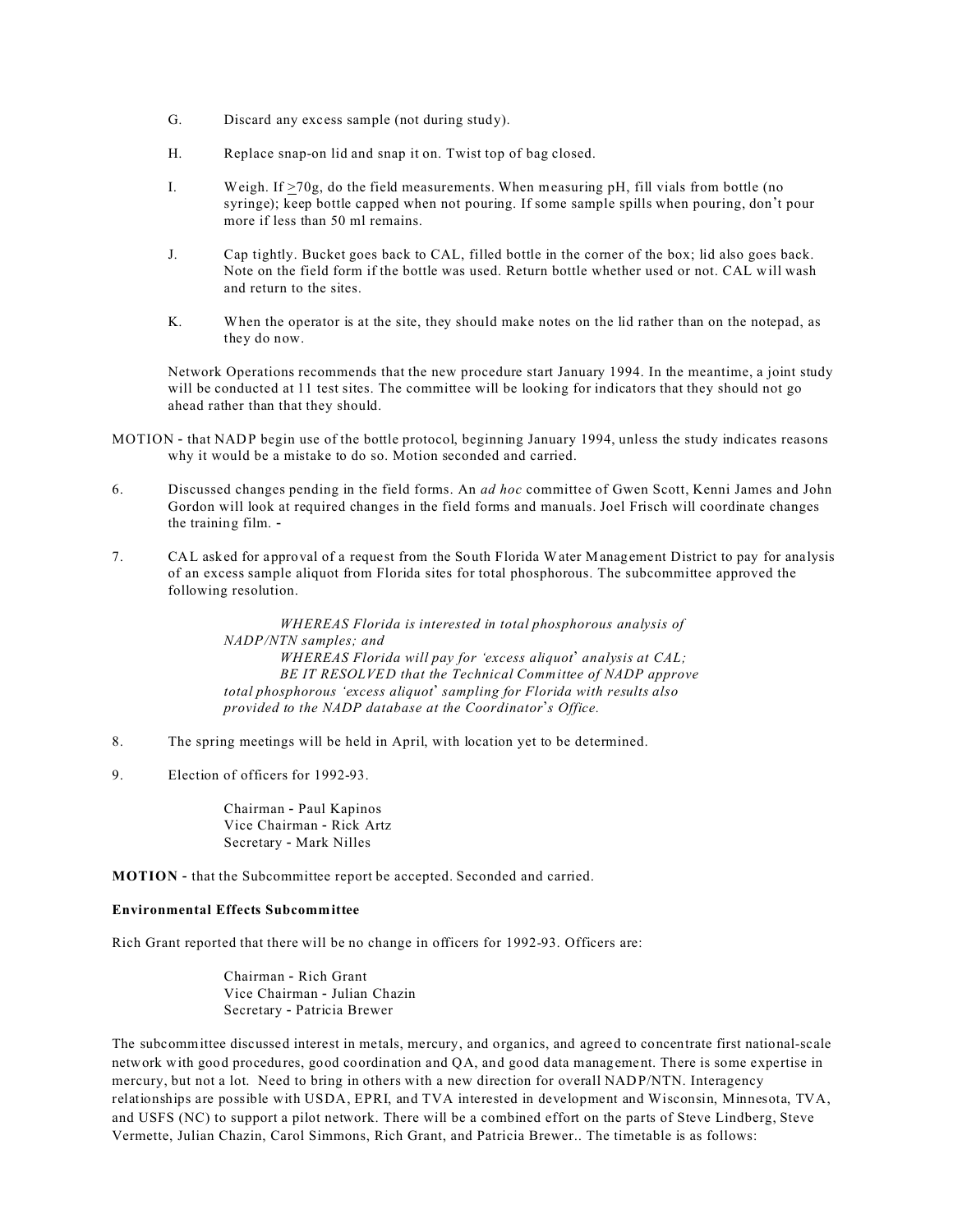G. Discard any excess sample (not during study).

H. Replace snap-on lid and snap it on. Twist top of bag closed.

I. Weigh. If $\geq$70g, do the field measurements. When measuring pH, fill vials from bottle (no syringe); keep bottle capped when not pouring. If some sample spills when pouring, don't pour more if less than 50 ml remains.

J. Cap tightly. Bucket goes back to CAL, filled bottle in the corner of the box; lid also goes back. Note on the field form if the bottle was used. Return bottle whether used or not. CAL will wash and return to the sites.

K. When the operator is at the site, they should make notes on the lid rather than on the notepad, as they do now.

Network Operations recommends that the new procedure start January 1994. In the meantime, a joint study will be conducted at 11 test sites. The committee will be looking for indicators that they should not go ahead rather than that they should.

MOTION - that NADP begin use of the bottle protocol, beginning January 1994, unless the study indicates reasons why it would be a mistake to do so. Motion seconded and carried.

6. Discussed changes pending in the field forms. An *ad hoc* committee of Gwen Scott, Kenni James and John Gordon will look at required changes in the field forms and manuals. Joel Frisch will coordinate changes the training film. -

7. CAL asked for approval of a request from the South Florida Water Management District to pay for analysis of an excess sample aliquot from Florida sites for total phosphorous. The subcommittee approved the following resolution.

   *WHEREAS Florida is interested in total phosphorous analysis of NADP/NTN samples; and*
   *WHEREAS Florida will pay for 'excess aliquot' analysis at CAL;*
   *BE IT RESOLVED that the Technical Committee of NADP approve total phosphorous 'excess aliquot' sampling for Florida with results also provided to the NADP database at the Coordinator's Office.*

8. The spring meetings will be held in April, with location yet to be determined.

9. Election of officers for 1992-93.

   Chairman - Paul Kapinos
   Vice Chairman - Rick Artz
   Secretary - Mark Nilles

**MOTION** - that the Subcommittee report be accepted. Seconded and carried.

**Environmental Effects Subcommittee**

Rich Grant reported that there will be no change in officers for 1992-93. Officers are:

Chairman - Rich Grant
Vice Chairman - Julian Chazin
Secretary - Patricia Brewer

The subcommittee discussed interest in metals, mercury, and organics, and agreed to concentrate first national-scale network with good procedures, good coordination and QA, and good data management. There is some expertise in mercury, but not a lot. Need to bring in others with a new direction for overall NADP/NTN. Interagency relationships are possible with USDA, EPRI, and TVA interested in development and Wisconsin, Minnesota, TVA, and USFS (NC) to support a pilot network. There will be a combined effort on the parts of Steve Lindberg, Steve Vermette, Julian Chazin, Carol Simmons, Rich Grant, and Patricia Brewer.. The timetable is as follows: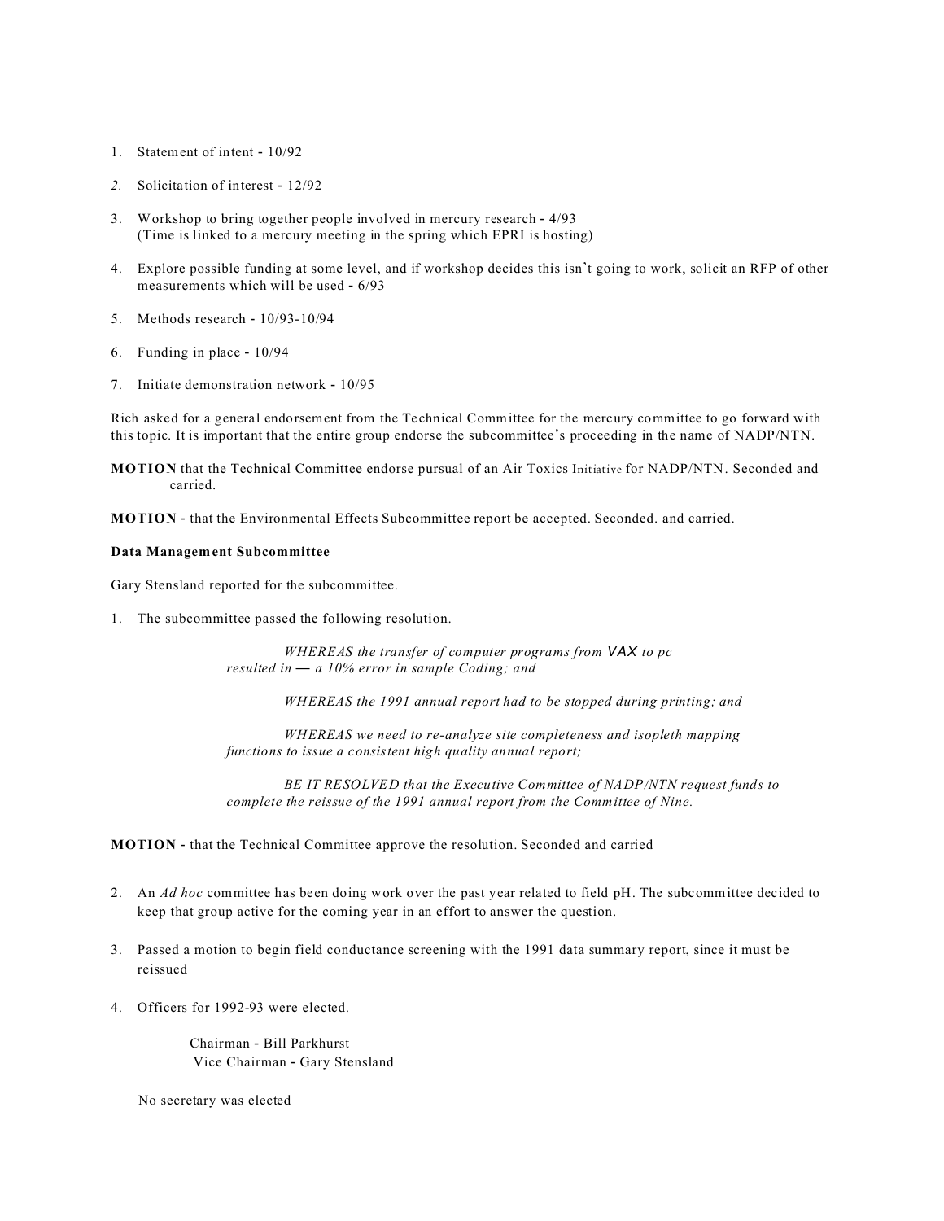1. Statement of intent - 10/92

2. Solicitation of interest - 12/92

3. Workshop to bring together people involved in mercury research - 4/93
   (Time is linked to a mercury meeting in the spring which EPRI is hosting)

4. Explore possible funding at some level, and if workshop decides this isn't going to work, solicit an RFP of other measurements which will be used - 6/93

5. Methods research - 10/93-10/94

6. Funding in place - 10/94

7. Initiate demonstration network - 10/95

Rich asked for a general endorsement from the Technical Committee for the mercury committee to go forward with this topic. It is important that the entire group endorse the subcommittee's proceeding in the name of NADP/NTN.

**MOTION** that the Technical Committee endorse pursual of an Air Toxics Initiative for NADP/NTN. Seconded and carried.

**MOTION** - that the Environmental Effects Subcommittee report be accepted. Seconded. and carried.

**Data Management Subcommittee**

Gary Stensland reported for the subcommittee.

1. The subcommittee passed the following resolution.

> *WHEREAS the transfer of computer programs from VAX to pc resulted in — a 10% error in sample Coding; and*
>
> *WHEREAS the 1991 annual report had to be stopped during printing; and*
>
> *WHEREAS we need to re-analyze site completeness and isopleth mapping functions to issue a consistent high quality annual report;*
>
> *BE IT RESOLVED that the Executive Committee of NADP/NTN request funds to complete the reissue of the 1991 annual report from the Committee of Nine.*

**MOTION** - that the Technical Committee approve the resolution. Seconded and carried

2. An *Ad hoc* committee has been doing work over the past year related to field pH. The subcommittee decided to keep that group active for the coming year in an effort to answer the question.

3. Passed a motion to begin field conductance screening with the 1991 data summary report, since it must be reissued

4. Officers for 1992-93 were elected.

   Chairman - Bill Parkhurst
   Vice Chairman - Gary Stensland

   No secretary was elected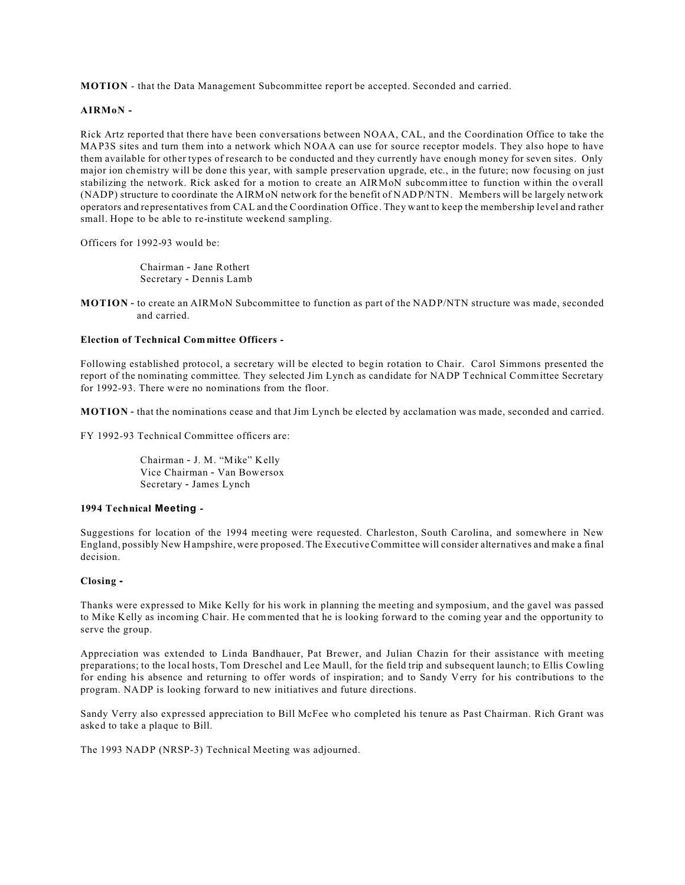**MOTION** - that the Data Management Subcommittee report be accepted. Seconded and carried.

**AIRMoN -**

Rick Artz reported that there have been conversations between NOAA, CAL, and the Coordination Office to take the MAP3S sites and turn them into a network which NOAA can use for source receptor models. They also hope to have them available for other types of research to be conducted and they currently have enough money for seven sites. Only major ion chemistry will be done this year, with sample preservation upgrade, etc., in the future; now focusing on just stabilizing the network. Rick asked for a motion to create an AIRMoN subcommittee to function within the overall (NADP) structure to coordinate the AIRMoN network for the benefit of NADP/NTN. Members will be largely network operators and representatives from CAL and the Coordination Office. They want to keep the membership level and rather small. Hope to be able to re-institute weekend sampling.

Officers for 1992-93 would be:

Chairman - Jane Rothert
Secretary - Dennis Lamb

**MOTION** - to create an AIRMoN Subcommittee to function as part of the NADP/NTN structure was made, seconded and carried.

**Election of Technical Committee Officers -**

Following established protocol, a secretary will be elected to begin rotation to Chair. Carol Simmons presented the report of the nominating committee. They selected Jim Lynch as candidate for NADP Technical Committee Secretary for 1992-93. There were no nominations from the floor.

**MOTION** - that the nominations cease and that Jim Lynch be elected by acclamation was made, seconded and carried.

FY 1992-93 Technical Committee officers are:

Chairman - J. M. "Mike" Kelly
Vice Chairman - Van Bowersox
Secretary - James Lynch

**1994 Technical Meeting -**

Suggestions for location of the 1994 meeting were requested. Charleston, South Carolina, and somewhere in New England, possibly New Hampshire, were proposed. The Executive Committee will consider alternatives and make a final decision.

**Closing -**

Thanks were expressed to Mike Kelly for his work in planning the meeting and symposium, and the gavel was passed to Mike Kelly as incoming Chair. He commented that he is looking forward to the coming year and the opportunity to serve the group.

Appreciation was extended to Linda Bandhauer, Pat Brewer, and Julian Chazin for their assistance with meeting preparations; to the local hosts, Tom Dreschel and Lee Maull, for the field trip and subsequent launch; to Ellis Cowling for ending his absence and returning to offer words of inspiration; and to Sandy Verry for his contributions to the program. NADP is looking forward to new initiatives and future directions.

Sandy Verry also expressed appreciation to Bill McFee who completed his tenure as Past Chairman. Rich Grant was asked to take a plaque to Bill.

The 1993 NADP (NRSP-3) Technical Meeting was adjourned.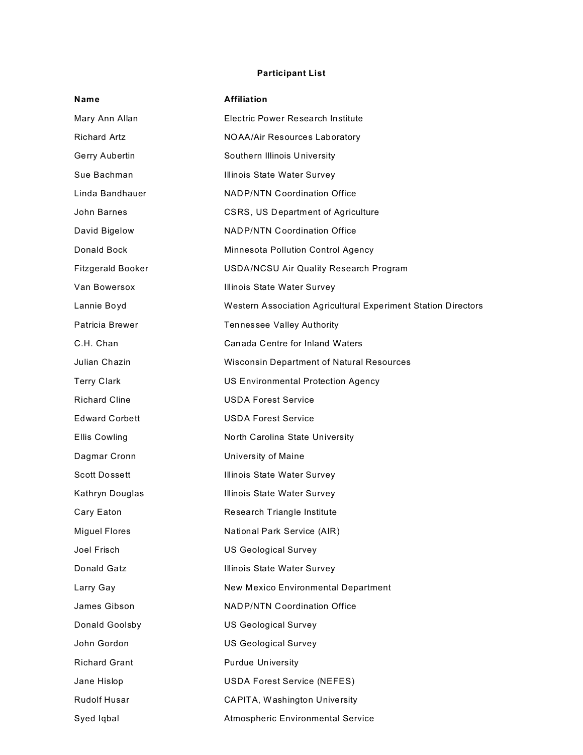**Participant List**

| Name | Affiliation |
|---|---|
| Mary Ann Allan | Electric Power Research Institute |
| Richard Artz | NOAA/Air Resources Laboratory |
| Gerry Aubertin | Southern Illinois University |
| Sue Bachman | Illinois State Water Survey |
| Linda Bandhauer | NADP/NTN Coordination Office |
| John Barnes | CSRS, US Department of Agriculture |
| David Bigelow | NADP/NTN Coordination Office |
| Donald Bock | Minnesota Pollution Control Agency |
| Fitzgerald Booker | USDA/NCSU Air Quality Research Program |
| Van Bowersox | Illinois State Water Survey |
| Lannie Boyd | Western Association Agricultural Experiment Station Directors |
| Patricia Brewer | Tennessee Valley Authority |
| C.H. Chan | Canada Centre for Inland Waters |
| Julian Chazin | Wisconsin Department of Natural Resources |
| Terry Clark | US Environmental Protection Agency |
| Richard Cline | USDA Forest Service |
| Edward Corbett | USDA Forest Service |
| Ellis Cowling | North Carolina State University |
| Dagmar Cronn | University of Maine |
| Scott Dossett | Illinois State Water Survey |
| Kathryn Douglas | Illinois State Water Survey |
| Cary Eaton | Research Triangle Institute |
| Miguel Flores | National Park Service (AIR) |
| Joel Frisch | US Geological Survey |
| Donald Gatz | Illinois State Water Survey |
| Larry Gay | New Mexico Environmental Department |
| James Gibson | NADP/NTN Coordination Office |
| Donald Goolsby | US Geological Survey |
| John Gordon | US Geological Survey |
| Richard Grant | Purdue University |
| Jane Hislop | USDA Forest Service (NEFES) |
| Rudolf Husar | CAPITA, Washington University |
| Syed Iqbal | Atmospheric Environmental Service |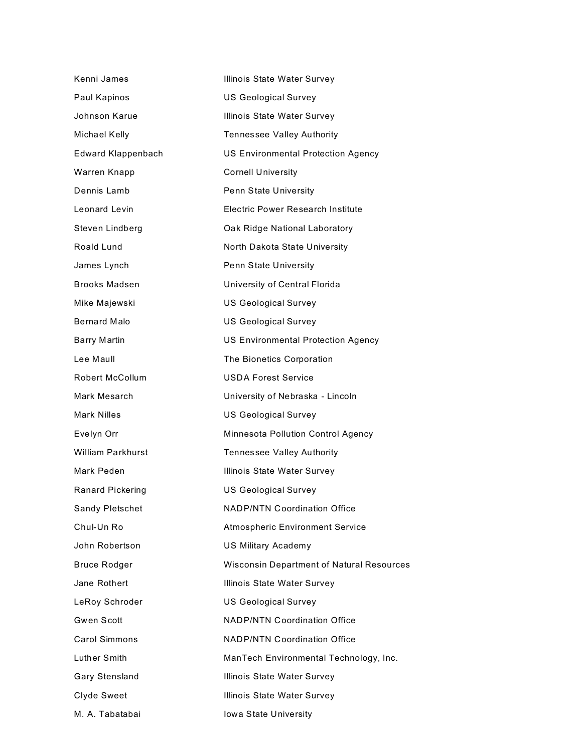| | |
|---|---|
| Kenni James | Illinois State Water Survey |
| Paul Kapinos | US Geological Survey |
| Johnson Karue | Illinois State Water Survey |
| Michael Kelly | Tennessee Valley Authority |
| Edward Klappenbach | US Environmental Protection Agency |
| Warren Knapp | Cornell University |
| Dennis Lamb | Penn State University |
| Leonard Levin | Electric Power Research Institute |
| Steven Lindberg | Oak Ridge National Laboratory |
| Roald Lund | North Dakota State University |
| James Lynch | Penn State University |
| Brooks Madsen | University of Central Florida |
| Mike Majewski | US Geological Survey |
| Bernard Malo | US Geological Survey |
| Barry Martin | US Environmental Protection Agency |
| Lee Maull | The Bionetics Corporation |
| Robert McCollum | USDA Forest Service |
| Mark Mesarch | University of Nebraska - Lincoln |
| Mark Nilles | US Geological Survey |
| Evelyn Orr | Minnesota Pollution Control Agency |
| William Parkhurst | Tennessee Valley Authority |
| Mark Peden | Illinois State Water Survey |
| Ranard Pickering | US Geological Survey |
| Sandy Pletschet | NADP/NTN Coordination Office |
| Chul-Un Ro | Atmospheric Environment Service |
| John Robertson | US Military Academy |
| Bruce Rodger | Wisconsin Department of Natural Resources |
| Jane Rothert | Illinois State Water Survey |
| LeRoy Schroder | US Geological Survey |
| Gwen Scott | NADP/NTN Coordination Office |
| Carol Simmons | NADP/NTN Coordination Office |
| Luther Smith | ManTech Environmental Technology, Inc. |
| Gary Stensland | Illinois State Water Survey |
| Clyde Sweet | Illinois State Water Survey |
| M. A. Tabatabai | Iowa State University |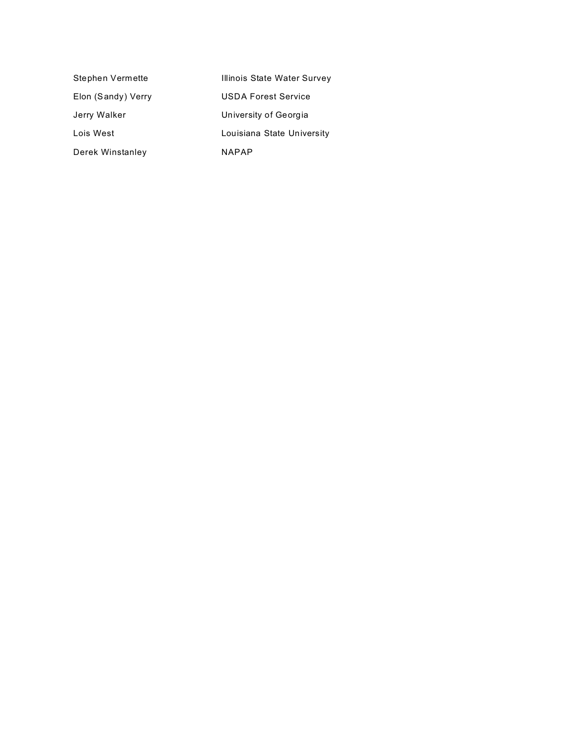| | |
|---|---|
| Stephen Vermette | Illinois State Water Survey |
| Elon (Sandy) Verry | USDA Forest Service |
| Jerry Walker | University of Georgia |
| Lois West | Louisiana State University |
| Derek Winstanley | NAPAP |